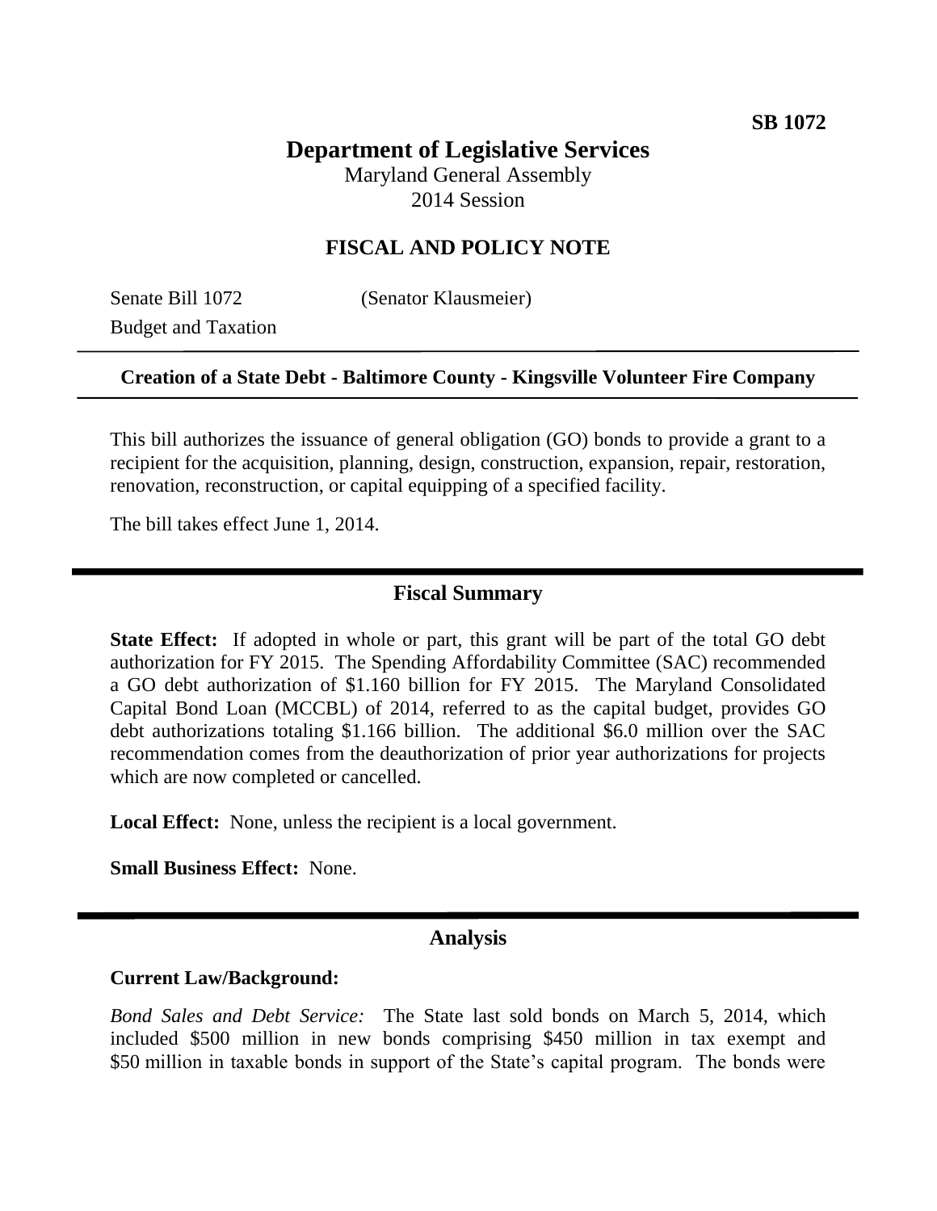**SB 1072**

# Department of Legislative Services

Maryland General Assembly
2014 Session

## FISCAL AND POLICY NOTE

Senate Bill 1072 (Senator Klausmeier)
Budget and Taxation

**Creation of a State Debt - Baltimore County - Kingsville Volunteer Fire Company**

This bill authorizes the issuance of general obligation (GO) bonds to provide a grant to a recipient for the acquisition, planning, design, construction, expansion, repair, restoration, renovation, reconstruction, or capital equipping of a specified facility.

The bill takes effect June 1, 2014.

## Fiscal Summary

**State Effect:** If adopted in whole or part, this grant will be part of the total GO debt authorization for FY 2015. The Spending Affordability Committee (SAC) recommended a GO debt authorization of $1.160 billion for FY 2015. The Maryland Consolidated Capital Bond Loan (MCCBL) of 2014, referred to as the capital budget, provides GO debt authorizations totaling $1.166 billion. The additional $6.0 million over the SAC recommendation comes from the deauthorization of prior year authorizations for projects which are now completed or cancelled.

**Local Effect:** None, unless the recipient is a local government.

**Small Business Effect:** None.

## Analysis

**Current Law/Background:**

*Bond Sales and Debt Service:* The State last sold bonds on March 5, 2014, which included $500 million in new bonds comprising $450 million in tax exempt and $50 million in taxable bonds in support of the State's capital program. The bonds were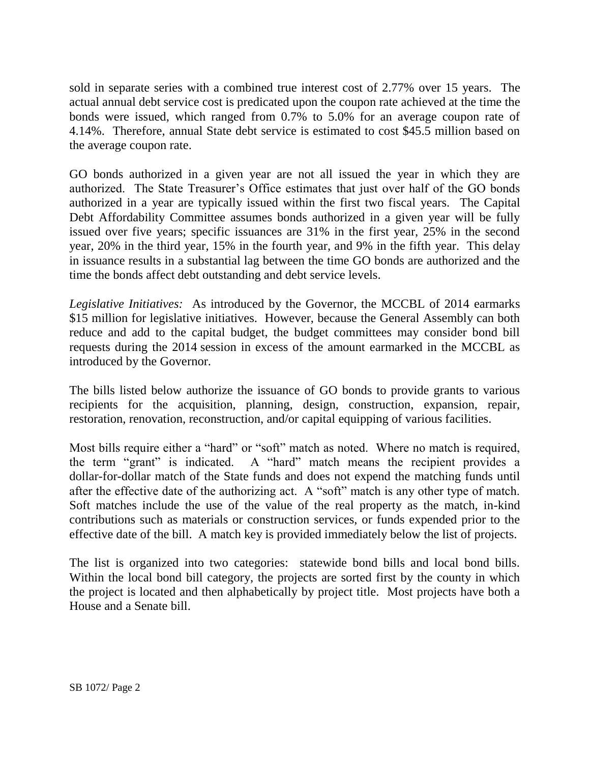sold in separate series with a combined true interest cost of 2.77% over 15 years. The actual annual debt service cost is predicated upon the coupon rate achieved at the time the bonds were issued, which ranged from 0.7% to 5.0% for an average coupon rate of 4.14%. Therefore, annual State debt service is estimated to cost $45.5 million based on the average coupon rate.

GO bonds authorized in a given year are not all issued the year in which they are authorized. The State Treasurer's Office estimates that just over half of the GO bonds authorized in a year are typically issued within the first two fiscal years. The Capital Debt Affordability Committee assumes bonds authorized in a given year will be fully issued over five years; specific issuances are 31% in the first year, 25% in the second year, 20% in the third year, 15% in the fourth year, and 9% in the fifth year. This delay in issuance results in a substantial lag between the time GO bonds are authorized and the time the bonds affect debt outstanding and debt service levels.

*Legislative Initiatives:* As introduced by the Governor, the MCCBL of 2014 earmarks $15 million for legislative initiatives. However, because the General Assembly can both reduce and add to the capital budget, the budget committees may consider bond bill requests during the 2014 session in excess of the amount earmarked in the MCCBL as introduced by the Governor.

The bills listed below authorize the issuance of GO bonds to provide grants to various recipients for the acquisition, planning, design, construction, expansion, repair, restoration, renovation, reconstruction, and/or capital equipping of various facilities.

Most bills require either a "hard" or "soft" match as noted. Where no match is required, the term "grant" is indicated. A "hard" match means the recipient provides a dollar-for-dollar match of the State funds and does not expend the matching funds until after the effective date of the authorizing act. A "soft" match is any other type of match. Soft matches include the use of the value of the real property as the match, in-kind contributions such as materials or construction services, or funds expended prior to the effective date of the bill. A match key is provided immediately below the list of projects.

The list is organized into two categories: statewide bond bills and local bond bills. Within the local bond bill category, the projects are sorted first by the county in which the project is located and then alphabetically by project title. Most projects have both a House and a Senate bill.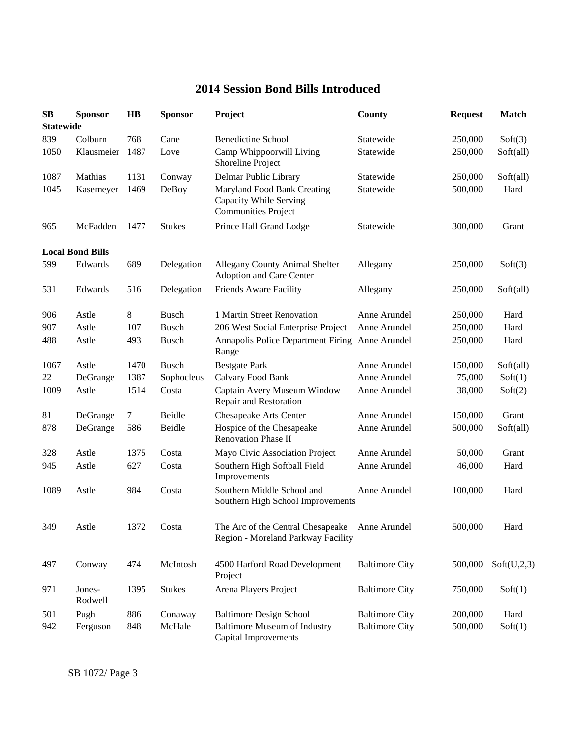# 2014 Session Bond Bills Introduced

| SB | Sponsor | HB | Sponsor | Project | County | Request | Match |
|---|---|---|---|---|---|---|---|
| **Statewide** | | | | | | | |
| 839 | Colburn | 768 | Cane | Benedictine School | Statewide | 250,000 | Soft(3) |
| 1050 | Klausmeier | 1487 | Love | Camp Whippoorwill Living Shoreline Project | Statewide | 250,000 | Soft(all) |
| 1087 | Mathias | 1131 | Conway | Delmar Public Library | Statewide | 250,000 | Soft(all) |
| 1045 | Kasemeyer | 1469 | DeBoy | Maryland Food Bank Creating Capacity While Serving Communities Project | Statewide | 500,000 | Hard |
| 965 | McFadden | 1477 | Stukes | Prince Hall Grand Lodge | Statewide | 300,000 | Grant |
| **Local Bond Bills** | | | | | | | |
| 599 | Edwards | 689 | Delegation | Allegany County Animal Shelter Adoption and Care Center | Allegany | 250,000 | Soft(3) |
| 531 | Edwards | 516 | Delegation | Friends Aware Facility | Allegany | 250,000 | Soft(all) |
| 906 | Astle | 8 | Busch | 1 Martin Street Renovation | Anne Arundel | 250,000 | Hard |
| 907 | Astle | 107 | Busch | 206 West Social Enterprise Project | Anne Arundel | 250,000 | Hard |
| 488 | Astle | 493 | Busch | Annapolis Police Department Firing Range | Anne Arundel | 250,000 | Hard |
| 1067 | Astle | 1470 | Busch | Bestgate Park | Anne Arundel | 150,000 | Soft(all) |
| 22 | DeGrange | 1387 | Sophocleus | Calvary Food Bank | Anne Arundel | 75,000 | Soft(1) |
| 1009 | Astle | 1514 | Costa | Captain Avery Museum Window Repair and Restoration | Anne Arundel | 38,000 | Soft(2) |
| 81 | DeGrange | 7 | Beidle | Chesapeake Arts Center | Anne Arundel | 150,000 | Grant |
| 878 | DeGrange | 586 | Beidle | Hospice of the Chesapeake Renovation Phase II | Anne Arundel | 500,000 | Soft(all) |
| 328 | Astle | 1375 | Costa | Mayo Civic Association Project | Anne Arundel | 50,000 | Grant |
| 945 | Astle | 627 | Costa | Southern High Softball Field Improvements | Anne Arundel | 46,000 | Hard |
| 1089 | Astle | 984 | Costa | Southern Middle School and Southern High School Improvements | Anne Arundel | 100,000 | Hard |
| 349 | Astle | 1372 | Costa | The Arc of the Central Chesapeake Region - Moreland Parkway Facility | Anne Arundel | 500,000 | Hard |
| 497 | Conway | 474 | McIntosh | 4500 Harford Road Development Project | Baltimore City | 500,000 | Soft(U,2,3) |
| 971 | Jones-Rodwell | 1395 | Stukes | Arena Players Project | Baltimore City | 750,000 | Soft(1) |
| 501 | Pugh | 886 | Conaway | Baltimore Design School | Baltimore City | 200,000 | Hard |
| 942 | Ferguson | 848 | McHale | Baltimore Museum of Industry Capital Improvements | Baltimore City | 500,000 | Soft(1) |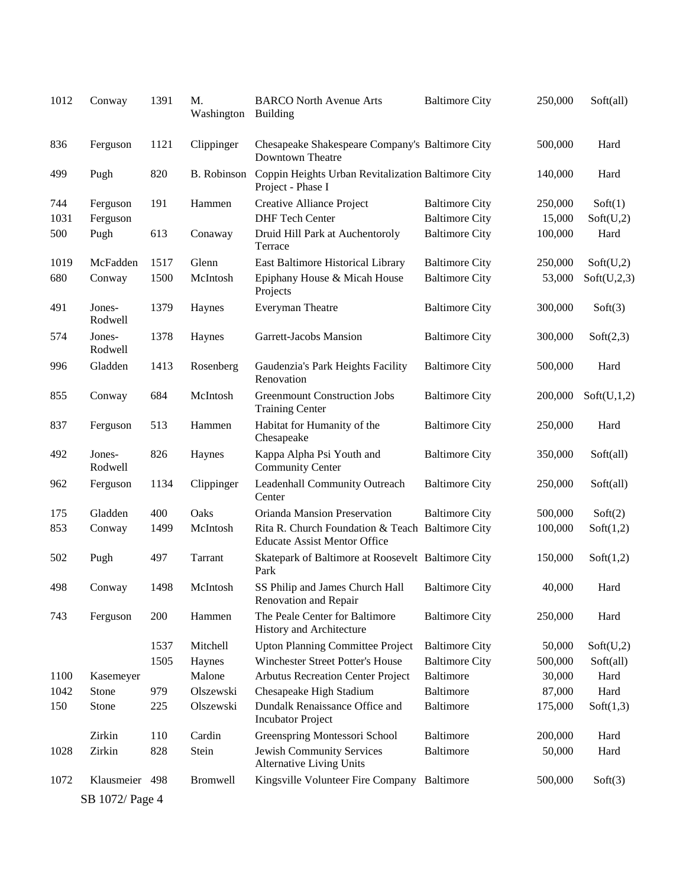| | | | | | | | |
|---|---|---|---|---|---|---|---|
| 1012 | Conway | 1391 | M. Washington | BARCO North Avenue Arts Building | Baltimore City | 250,000 | Soft(all) |
| 836 | Ferguson | 1121 | Clippinger | Chesapeake Shakespeare Company's Downtown Theatre | Baltimore City | 500,000 | Hard |
| 499 | Pugh | 820 | B. Robinson | Coppin Heights Urban Revitalization Project - Phase I | Baltimore City | 140,000 | Hard |
| 744 | Ferguson | 191 | Hammen | Creative Alliance Project | Baltimore City | 250,000 | Soft(1) |
| 1031 | Ferguson | | | DHF Tech Center | Baltimore City | 15,000 | Soft(U,2) |
| 500 | Pugh | 613 | Conaway | Druid Hill Park at Auchentoroly Terrace | Baltimore City | 100,000 | Hard |
| 1019 | McFadden | 1517 | Glenn | East Baltimore Historical Library | Baltimore City | 250,000 | Soft(U,2) |
| 680 | Conway | 1500 | McIntosh | Epiphany House & Micah House Projects | Baltimore City | 53,000 | Soft(U,2,3) |
| 491 | Jones-Rodwell | 1379 | Haynes | Everyman Theatre | Baltimore City | 300,000 | Soft(3) |
| 574 | Jones-Rodwell | 1378 | Haynes | Garrett-Jacobs Mansion | Baltimore City | 300,000 | Soft(2,3) |
| 996 | Gladden | 1413 | Rosenberg | Gaudenzia's Park Heights Facility Renovation | Baltimore City | 500,000 | Hard |
| 855 | Conway | 684 | McIntosh | Greenmount Construction Jobs Training Center | Baltimore City | 200,000 | Soft(U,1,2) |
| 837 | Ferguson | 513 | Hammen | Habitat for Humanity of the Chesapeake | Baltimore City | 250,000 | Hard |
| 492 | Jones-Rodwell | 826 | Haynes | Kappa Alpha Psi Youth and Community Center | Baltimore City | 350,000 | Soft(all) |
| 962 | Ferguson | 1134 | Clippinger | Leadenhall Community Outreach Center | Baltimore City | 250,000 | Soft(all) |
| 175 | Gladden | 400 | Oaks | Orianda Mansion Preservation | Baltimore City | 500,000 | Soft(2) |
| 853 | Conway | 1499 | McIntosh | Rita R. Church Foundation & Teach Educate Assist Mentor Office | Baltimore City | 100,000 | Soft(1,2) |
| 502 | Pugh | 497 | Tarrant | Skatepark of Baltimore at Roosevelt Park | Baltimore City | 150,000 | Soft(1,2) |
| 498 | Conway | 1498 | McIntosh | SS Philip and James Church Hall Renovation and Repair | Baltimore City | 40,000 | Hard |
| 743 | Ferguson | 200 | Hammen | The Peale Center for Baltimore History and Architecture | Baltimore City | 250,000 | Hard |
| | | 1537 | Mitchell | Upton Planning Committee Project | Baltimore City | 50,000 | Soft(U,2) |
| | | 1505 | Haynes | Winchester Street Potter's House | Baltimore City | 500,000 | Soft(all) |
| 1100 | Kasemeyer | | Malone | Arbutus Recreation Center Project | Baltimore | 30,000 | Hard |
| 1042 | Stone | 979 | Olszewski | Chesapeake High Stadium | Baltimore | 87,000 | Hard |
| 150 | Stone | 225 | Olszewski | Dundalk Renaissance Office and Incubator Project | Baltimore | 175,000 | Soft(1,3) |
| | Zirkin | 110 | Cardin | Greenspring Montessori School | Baltimore | 200,000 | Hard |
| 1028 | Zirkin | 828 | Stein | Jewish Community Services Alternative Living Units | Baltimore | 50,000 | Hard |
| 1072 | Klausmeier | 498 | Bromwell | Kingsville Volunteer Fire Company | Baltimore | 500,000 | Soft(3) |

SB 1072/ Page 4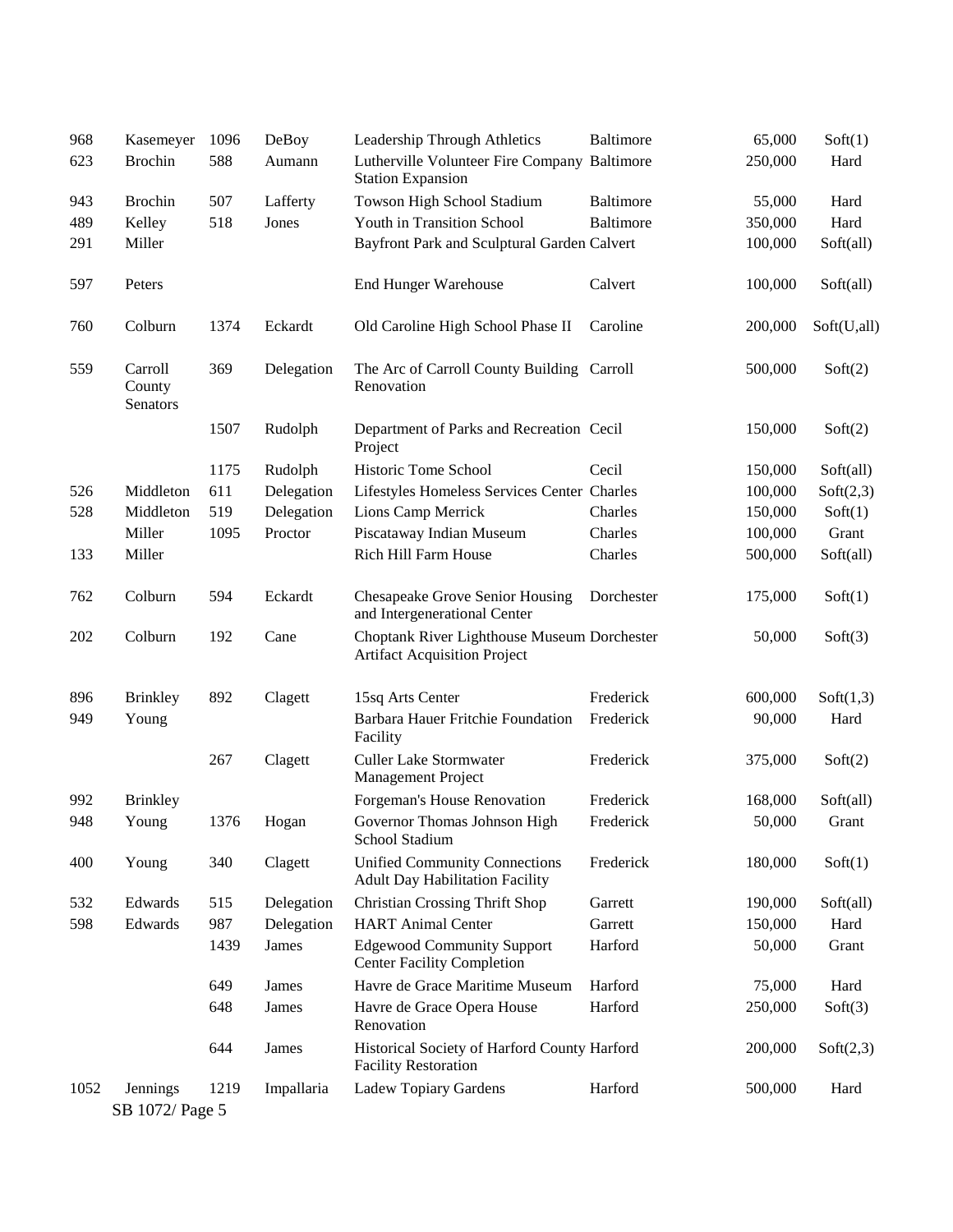| | | | | | | | |
|---|---|---|---|---|---|---|---|
| 968 | Kasemeyer | 1096 | DeBoy | Leadership Through Athletics | Baltimore | 65,000 | Soft(1) |
| 623 | Brochin | 588 | Aumann | Lutherville Volunteer Fire Company Station Expansion | Baltimore | 250,000 | Hard |
| 943 | Brochin | 507 | Lafferty | Towson High School Stadium | Baltimore | 55,000 | Hard |
| 489 | Kelley | 518 | Jones | Youth in Transition School | Baltimore | 350,000 | Hard |
| 291 | Miller | | | Bayfront Park and Sculptural Garden | Calvert | 100,000 | Soft(all) |
| 597 | Peters | | | End Hunger Warehouse | Calvert | 100,000 | Soft(all) |
| 760 | Colburn | 1374 | Eckardt | Old Caroline High School Phase II | Caroline | 200,000 | Soft(U,all) |
| 559 | Carroll County Senators | 369 | Delegation | The Arc of Carroll County Building Renovation | Carroll | 500,000 | Soft(2) |
| | | 1507 | Rudolph | Department of Parks and Recreation Project | Cecil | 150,000 | Soft(2) |
| | | 1175 | Rudolph | Historic Tome School | Cecil | 150,000 | Soft(all) |
| 526 | Middleton | 611 | Delegation | Lifestyles Homeless Services Center | Charles | 100,000 | Soft(2,3) |
| 528 | Middleton | 519 | Delegation | Lions Camp Merrick | Charles | 150,000 | Soft(1) |
| | Miller | 1095 | Proctor | Piscataway Indian Museum | Charles | 100,000 | Grant |
| 133 | Miller | | | Rich Hill Farm House | Charles | 500,000 | Soft(all) |
| 762 | Colburn | 594 | Eckardt | Chesapeake Grove Senior Housing and Intergenerational Center | Dorchester | 175,000 | Soft(1) |
| 202 | Colburn | 192 | Cane | Choptank River Lighthouse Museum Artifact Acquisition Project | Dorchester | 50,000 | Soft(3) |
| 896 | Brinkley | 892 | Clagett | 15sq Arts Center | Frederick | 600,000 | Soft(1,3) |
| 949 | Young | | | Barbara Hauer Fritchie Foundation Facility | Frederick | 90,000 | Hard |
| | | 267 | Clagett | Culler Lake Stormwater Management Project | Frederick | 375,000 | Soft(2) |
| 992 | Brinkley | | | Forgeman's House Renovation | Frederick | 168,000 | Soft(all) |
| 948 | Young | 1376 | Hogan | Governor Thomas Johnson High School Stadium | Frederick | 50,000 | Grant |
| 400 | Young | 340 | Clagett | Unified Community Connections Adult Day Habilitation Facility | Frederick | 180,000 | Soft(1) |
| 532 | Edwards | 515 | Delegation | Christian Crossing Thrift Shop | Garrett | 190,000 | Soft(all) |
| 598 | Edwards | 987 | Delegation | HART Animal Center | Garrett | 150,000 | Hard |
| | | 1439 | James | Edgewood Community Support Center Facility Completion | Harford | 50,000 | Grant |
| | | 649 | James | Havre de Grace Maritime Museum | Harford | 75,000 | Hard |
| | | 648 | James | Havre de Grace Opera House Renovation | Harford | 250,000 | Soft(3) |
| | | 644 | James | Historical Society of Harford County Facility Restoration | Harford | 200,000 | Soft(2,3) |
| 1052 | Jennings | 1219 | Impallaria | Ladew Topiary Gardens | Harford | 500,000 | Hard |

SB 1072/ Page 5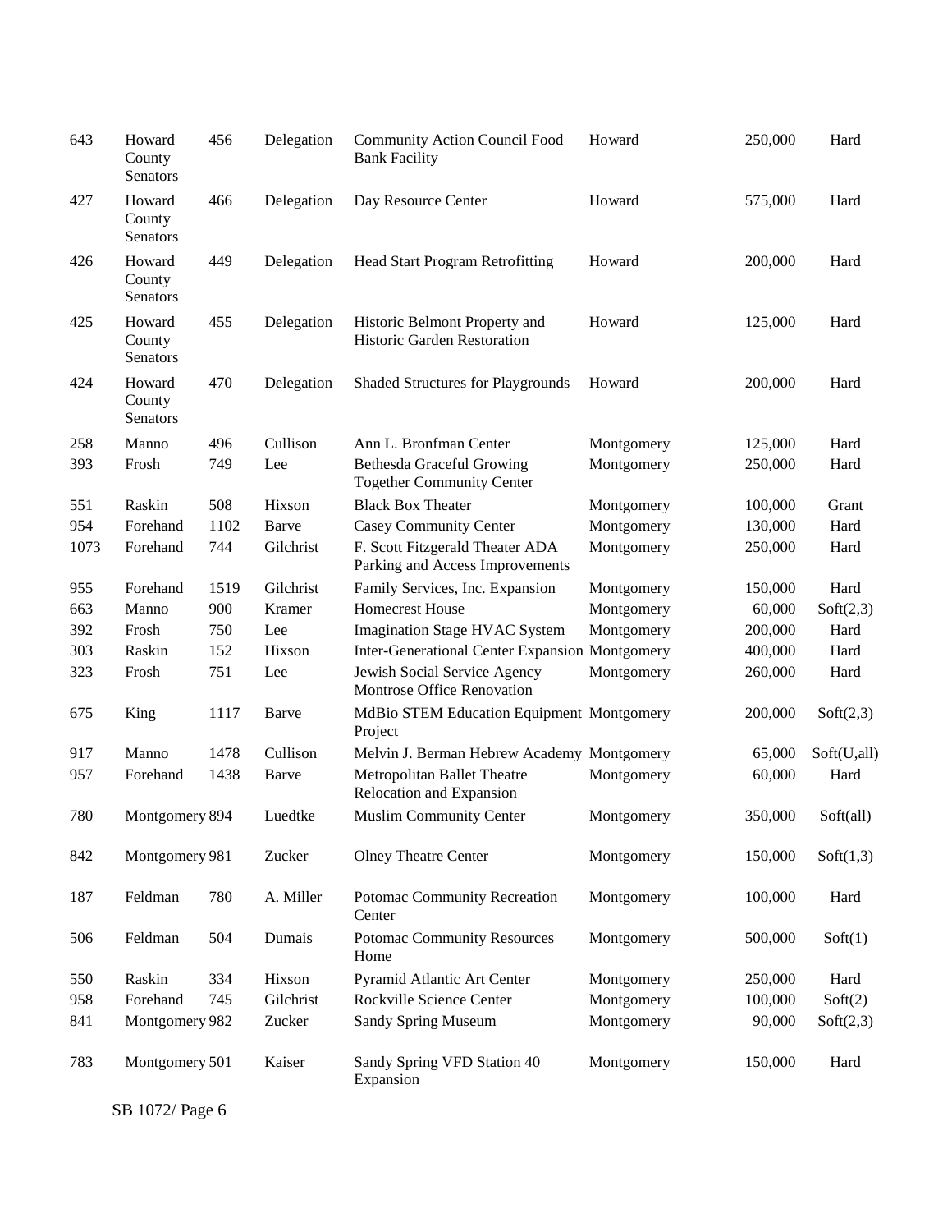| | | | | | | | |
|---|---|---|---|---|---|---|---|
| 643 | Howard County Senators | 456 | Delegation | Community Action Council Food Bank Facility | Howard | 250,000 | Hard |
| 427 | Howard County Senators | 466 | Delegation | Day Resource Center | Howard | 575,000 | Hard |
| 426 | Howard County Senators | 449 | Delegation | Head Start Program Retrofitting | Howard | 200,000 | Hard |
| 425 | Howard County Senators | 455 | Delegation | Historic Belmont Property and Historic Garden Restoration | Howard | 125,000 | Hard |
| 424 | Howard County Senators | 470 | Delegation | Shaded Structures for Playgrounds | Howard | 200,000 | Hard |
| 258 | Manno | 496 | Cullison | Ann L. Bronfman Center | Montgomery | 125,000 | Hard |
| 393 | Frosh | 749 | Lee | Bethesda Graceful Growing Together Community Center | Montgomery | 250,000 | Hard |
| 551 | Raskin | 508 | Hixson | Black Box Theater | Montgomery | 100,000 | Grant |
| 954 | Forehand | 1102 | Barve | Casey Community Center | Montgomery | 130,000 | Hard |
| 1073 | Forehand | 744 | Gilchrist | F. Scott Fitzgerald Theater ADA Parking and Access Improvements | Montgomery | 250,000 | Hard |
| 955 | Forehand | 1519 | Gilchrist | Family Services, Inc. Expansion | Montgomery | 150,000 | Hard |
| 663 | Manno | 900 | Kramer | Homecrest House | Montgomery | 60,000 | Soft(2,3) |
| 392 | Frosh | 750 | Lee | Imagination Stage HVAC System | Montgomery | 200,000 | Hard |
| 303 | Raskin | 152 | Hixson | Inter-Generational Center Expansion | Montgomery | 400,000 | Hard |
| 323 | Frosh | 751 | Lee | Jewish Social Service Agency Montrose Office Renovation | Montgomery | 260,000 | Hard |
| 675 | King | 1117 | Barve | MdBio STEM Education Equipment Project | Montgomery | 200,000 | Soft(2,3) |
| 917 | Manno | 1478 | Cullison | Melvin J. Berman Hebrew Academy | Montgomery | 65,000 | Soft(U,all) |
| 957 | Forehand | 1438 | Barve | Metropolitan Ballet Theatre Relocation and Expansion | Montgomery | 60,000 | Hard |
| 780 | Montgomery | 894 | Luedtke | Muslim Community Center | Montgomery | 350,000 | Soft(all) |
| 842 | Montgomery | 981 | Zucker | Olney Theatre Center | Montgomery | 150,000 | Soft(1,3) |
| 187 | Feldman | 780 | A. Miller | Potomac Community Recreation Center | Montgomery | 100,000 | Hard |
| 506 | Feldman | 504 | Dumais | Potomac Community Resources Home | Montgomery | 500,000 | Soft(1) |
| 550 | Raskin | 334 | Hixson | Pyramid Atlantic Art Center | Montgomery | 250,000 | Hard |
| 958 | Forehand | 745 | Gilchrist | Rockville Science Center | Montgomery | 100,000 | Soft(2) |
| 841 | Montgomery | 982 | Zucker | Sandy Spring Museum | Montgomery | 90,000 | Soft(2,3) |
| 783 | Montgomery | 501 | Kaiser | Sandy Spring VFD Station 40 Expansion | Montgomery | 150,000 | Hard |

SB 1072/ Page 6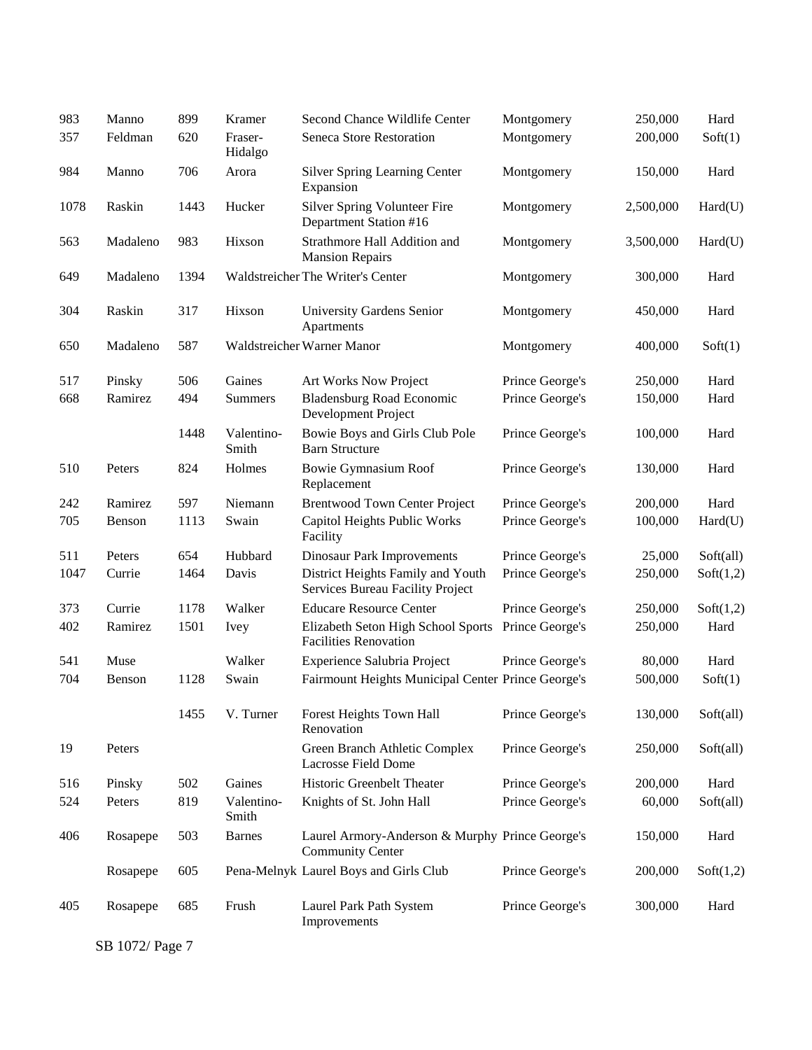| | | | | | | | |
|---|---|---|---|---|---|---|---|
| 983 | Manno | 899 | Kramer | Second Chance Wildlife Center | Montgomery | 250,000 | Hard |
| 357 | Feldman | 620 | Fraser-Hidalgo | Seneca Store Restoration | Montgomery | 200,000 | Soft(1) |
| 984 | Manno | 706 | Arora | Silver Spring Learning Center Expansion | Montgomery | 150,000 | Hard |
| 1078 | Raskin | 1443 | Hucker | Silver Spring Volunteer Fire Department Station #16 | Montgomery | 2,500,000 | Hard(U) |
| 563 | Madaleno | 983 | Hixson | Strathmore Hall Addition and Mansion Repairs | Montgomery | 3,500,000 | Hard(U) |
| 649 | Madaleno | 1394 | Waldstreicher | The Writer's Center | Montgomery | 300,000 | Hard |
| 304 | Raskin | 317 | Hixson | University Gardens Senior Apartments | Montgomery | 450,000 | Hard |
| 650 | Madaleno | 587 | Waldstreicher | Warner Manor | Montgomery | 400,000 | Soft(1) |
| 517 | Pinsky | 506 | Gaines | Art Works Now Project | Prince George's | 250,000 | Hard |
| 668 | Ramirez | 494 | Summers | Bladensburg Road Economic Development Project | Prince George's | 150,000 | Hard |
| | | 1448 | Valentino-Smith | Bowie Boys and Girls Club Pole Barn Structure | Prince George's | 100,000 | Hard |
| 510 | Peters | 824 | Holmes | Bowie Gymnasium Roof Replacement | Prince George's | 130,000 | Hard |
| 242 | Ramirez | 597 | Niemann | Brentwood Town Center Project | Prince George's | 200,000 | Hard |
| 705 | Benson | 1113 | Swain | Capitol Heights Public Works Facility | Prince George's | 100,000 | Hard(U) |
| 511 | Peters | 654 | Hubbard | Dinosaur Park Improvements | Prince George's | 25,000 | Soft(all) |
| 1047 | Currie | 1464 | Davis | District Heights Family and Youth Services Bureau Facility Project | Prince George's | 250,000 | Soft(1,2) |
| 373 | Currie | 1178 | Walker | Educare Resource Center | Prince George's | 250,000 | Soft(1,2) |
| 402 | Ramirez | 1501 | Ivey | Elizabeth Seton High School Sports Facilities Renovation | Prince George's | 250,000 | Hard |
| 541 | Muse | | Walker | Experience Salubria Project | Prince George's | 80,000 | Hard |
| 704 | Benson | 1128 | Swain | Fairmount Heights Municipal Center | Prince George's | 500,000 | Soft(1) |
| | | 1455 | V. Turner | Forest Heights Town Hall Renovation | Prince George's | 130,000 | Soft(all) |
| 19 | Peters | | | Green Branch Athletic Complex Lacrosse Field Dome | Prince George's | 250,000 | Soft(all) |
| 516 | Pinsky | 502 | Gaines | Historic Greenbelt Theater | Prince George's | 200,000 | Hard |
| 524 | Peters | 819 | Valentino-Smith | Knights of St. John Hall | Prince George's | 60,000 | Soft(all) |
| 406 | Rosapepe | 503 | Barnes | Laurel Armory-Anderson & Murphy Community Center | Prince George's | 150,000 | Hard |
| | Rosapepe | 605 | Pena-Melnyk | Laurel Boys and Girls Club | Prince George's | 200,000 | Soft(1,2) |
| 405 | Rosapepe | 685 | Frush | Laurel Park Path System Improvements | Prince George's | 300,000 | Hard |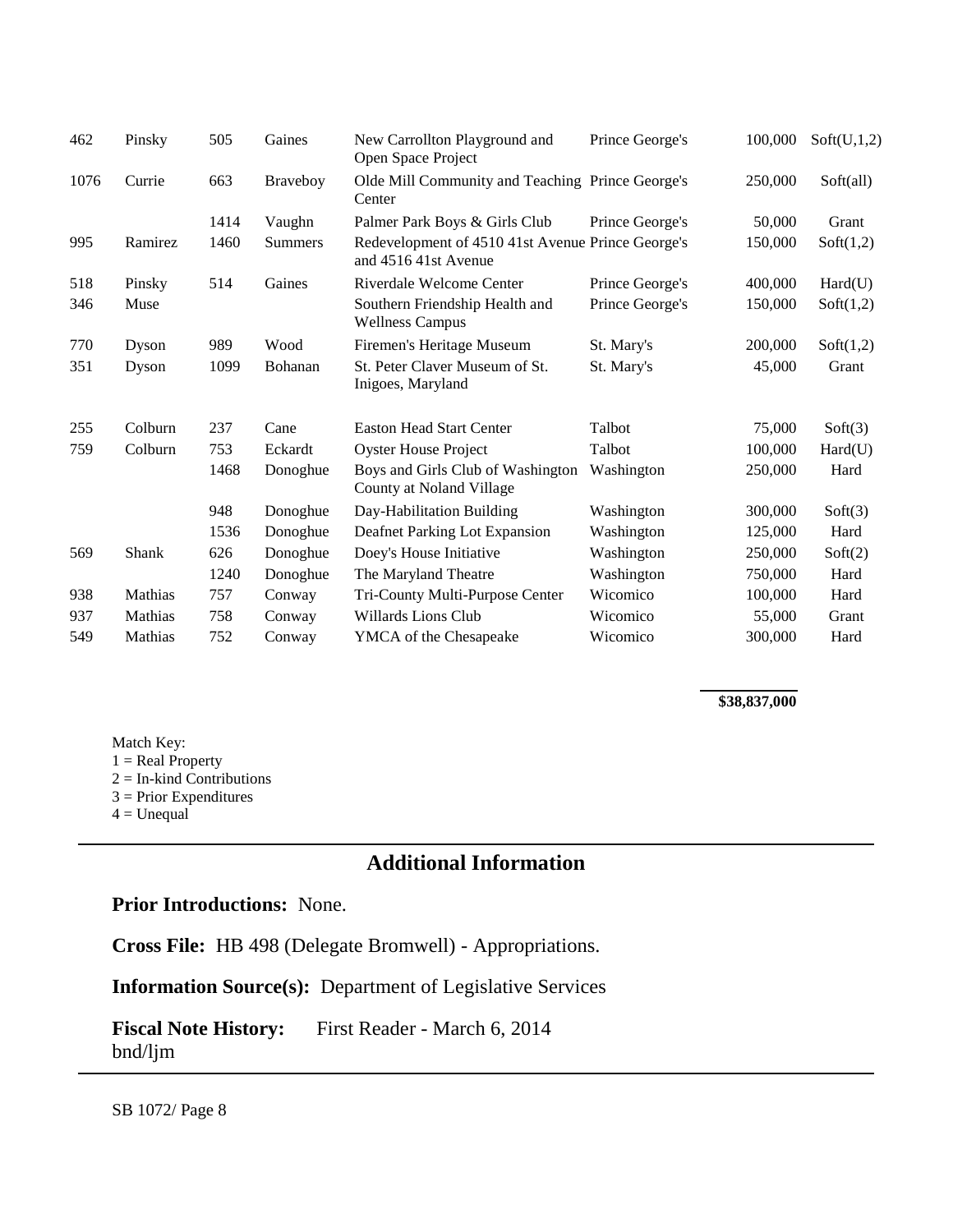| | | | | | | | |
|---|---|---|---|---|---|---|---|
| 462 | Pinsky | 505 | Gaines | New Carrollton Playground and Open Space Project | Prince George's | 100,000 | Soft(U,1,2) |
| 1076 | Currie | 663 | Braveboy | Olde Mill Community and Teaching Center | Prince George's | 250,000 | Soft(all) |
| | | 1414 | Vaughn | Palmer Park Boys & Girls Club | Prince George's | 50,000 | Grant |
| 995 | Ramirez | 1460 | Summers | Redevelopment of 4510 41st Avenue and 4516 41st Avenue | Prince George's | 150,000 | Soft(1,2) |
| 518 | Pinsky | 514 | Gaines | Riverdale Welcome Center | Prince George's | 400,000 | Hard(U) |
| 346 | Muse | | | Southern Friendship Health and Wellness Campus | Prince George's | 150,000 | Soft(1,2) |
| 770 | Dyson | 989 | Wood | Firemen's Heritage Museum | St. Mary's | 200,000 | Soft(1,2) |
| 351 | Dyson | 1099 | Bohanan | St. Peter Claver Museum of St. Inigoes, Maryland | St. Mary's | 45,000 | Grant |
| 255 | Colburn | 237 | Cane | Easton Head Start Center | Talbot | 75,000 | Soft(3) |
| 759 | Colburn | 753 | Eckardt | Oyster House Project | Talbot | 100,000 | Hard(U) |
| | | 1468 | Donoghue | Boys and Girls Club of Washington County at Noland Village | Washington | 250,000 | Hard |
| | | 948 | Donoghue | Day-Habilitation Building | Washington | 300,000 | Soft(3) |
| | | 1536 | Donoghue | Deafnet Parking Lot Expansion | Washington | 125,000 | Hard |
| 569 | Shank | 626 | Donoghue | Doey's House Initiative | Washington | 250,000 | Soft(2) |
| | | 1240 | Donoghue | The Maryland Theatre | Washington | 750,000 | Hard |
| 938 | Mathias | 757 | Conway | Tri-County Multi-Purpose Center | Wicomico | 100,000 | Hard |
| 937 | Mathias | 758 | Conway | Willards Lions Club | Wicomico | 55,000 | Grant |
| 549 | Mathias | 752 | Conway | YMCA of the Chesapeake | Wicomico | 300,000 | Hard |
| | | | | | | **$38,837,000** | |

Match Key:
1 = Real Property
2 = In-kind Contributions
3 = Prior Expenditures
4 = Unequal

## Additional Information

**Prior Introductions:** None.

**Cross File:** HB 498 (Delegate Bromwell) - Appropriations.

**Information Source(s):** Department of Legislative Services

**Fiscal Note History:** First Reader - March 6, 2014
bnd/ljm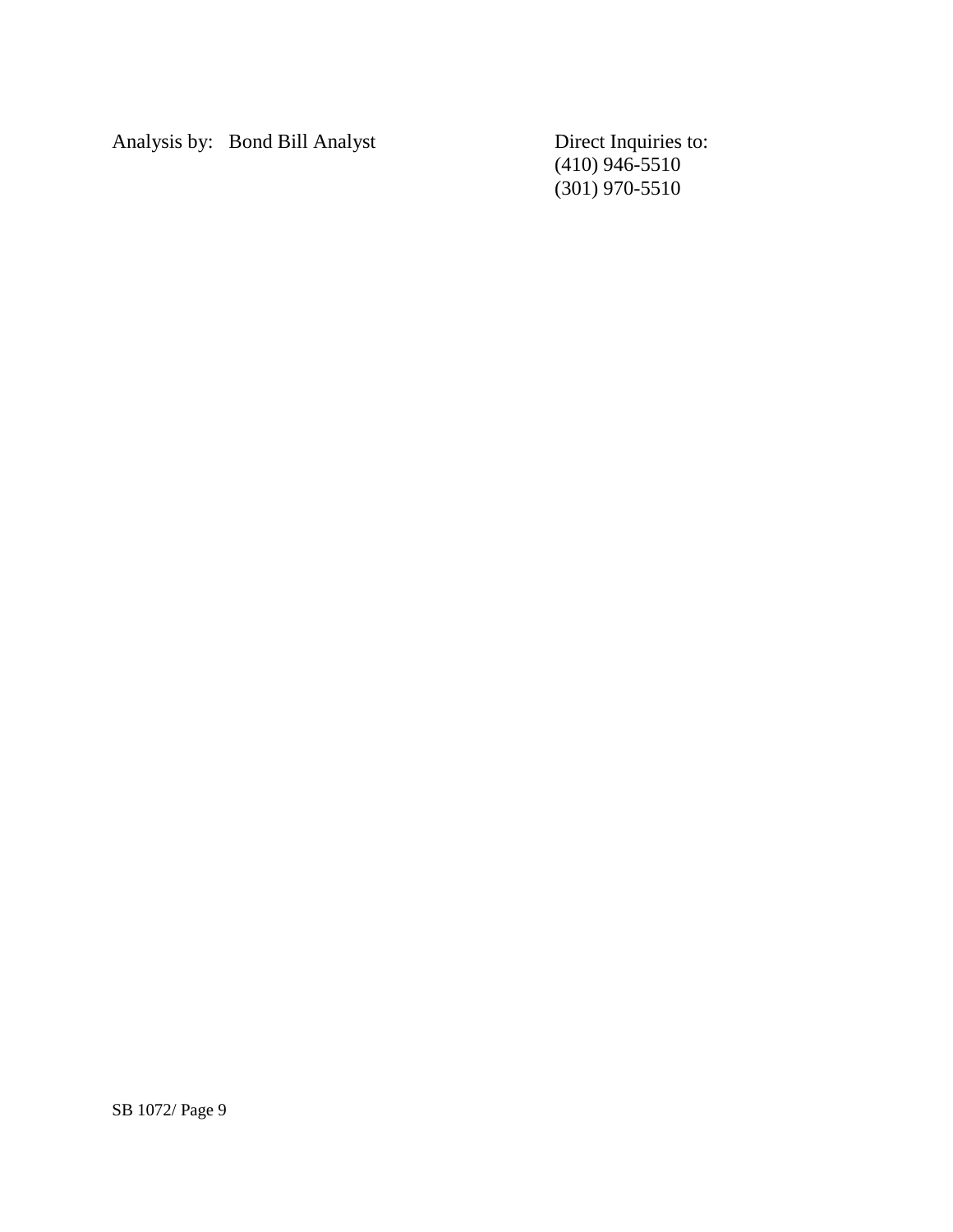Analysis by: Bond Bill Analyst

Direct Inquiries to:
(410) 946-5510
(301) 970-5510